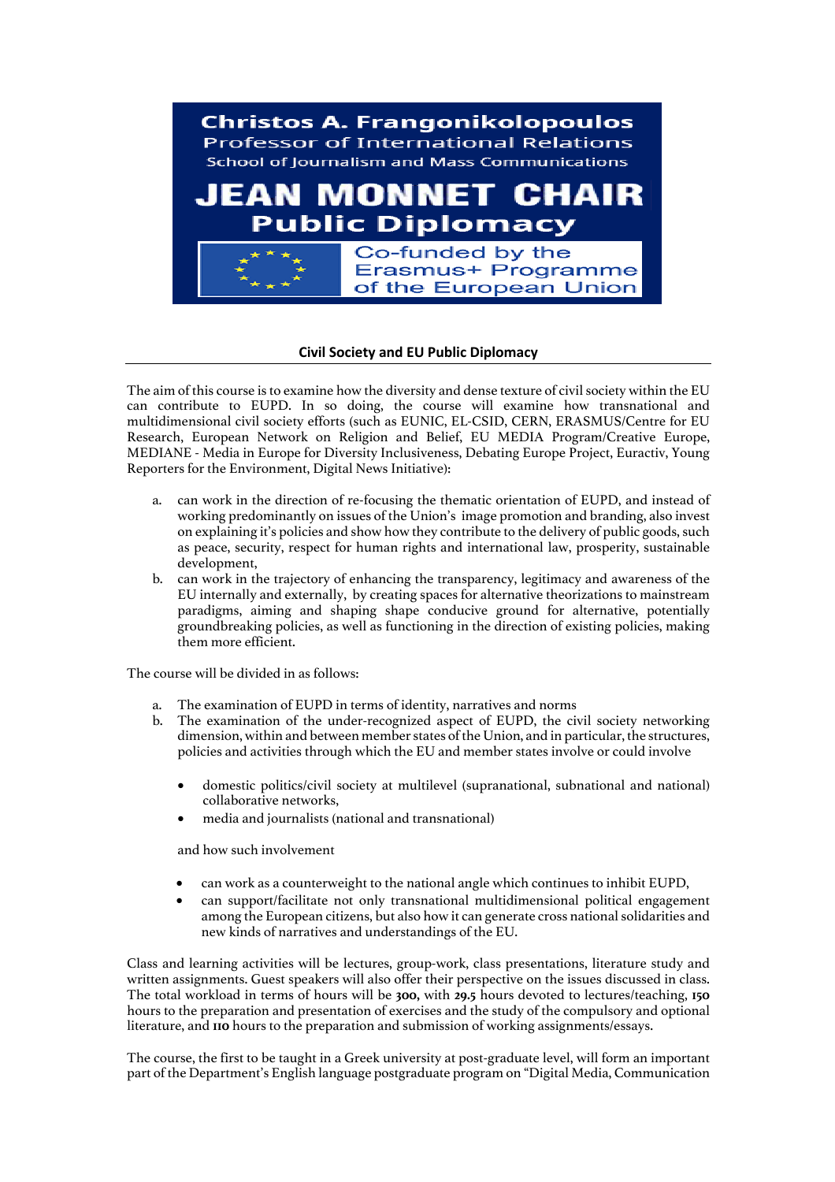Christos A. Frangonikolopoulos
Professor of International Relations
School of Journalism and Mass Communications

# JEAN MONNET CHAIR
## Public Diplomacy

Co-funded by the Erasmus+ Programme of the European Union

### Civil Society and EU Public Diplomacy

The aim of this course is to examine how the diversity and dense texture of civil society within the EU can contribute to EUPD. In so doing, the course will examine how transnational and multidimensional civil society efforts (such as EUNIC, EL-CSID, CERN, ERASMUS/Centre for EU Research, European Network on Religion and Belief, EU MEDIA Program/Creative Europe, MEDIANE - Media in Europe for Diversity Inclusiveness, Debating Europe Project, Euractiv, Young Reporters for the Environment, Digital News Initiative):

a. can work in the direction of re-focusing the thematic orientation of EUPD, and instead of working predominantly on issues of the Union's image promotion and branding, also invest on explaining it's policies and show how they contribute to the delivery of public goods, such as peace, security, respect for human rights and international law, prosperity, sustainable development,
b. can work in the trajectory of enhancing the transparency, legitimacy and awareness of the EU internally and externally, by creating spaces for alternative theorizations to mainstream paradigms, aiming and shaping shape conducive ground for alternative, potentially groundbreaking policies, as well as functioning in the direction of existing policies, making them more efficient.

The course will be divided in as follows:

a. The examination of EUPD in terms of identity, narratives and norms
b. The examination of the under-recognized aspect of EUPD, the civil society networking dimension, within and between member states of the Union, and in particular, the structures, policies and activities through which the EU and member states involve or could involve

   - domestic politics/civil society at multilevel (supranational, subnational and national) collaborative networks,
   - media and journalists (national and transnational)

   and how such involvement

   - can work as a counterweight to the national angle which continues to inhibit EUPD,
   - can support/facilitate not only transnational multidimensional political engagement among the European citizens, but also how it can generate cross national solidarities and new kinds of narratives and understandings of the EU.

Class and learning activities will be lectures, group-work, class presentations, literature study and written assignments. Guest speakers will also offer their perspective on the issues discussed in class. The total workload in terms of hours will be **300,** with **29.5** hours devoted to lectures/teaching, **150** hours to the preparation and presentation of exercises and the study of the compulsory and optional literature, and **110** hours to the preparation and submission of working assignments/essays.

The course, the first to be taught in a Greek university at post-graduate level, will form an important part of the Department's English language postgraduate program on "Digital Media, Communication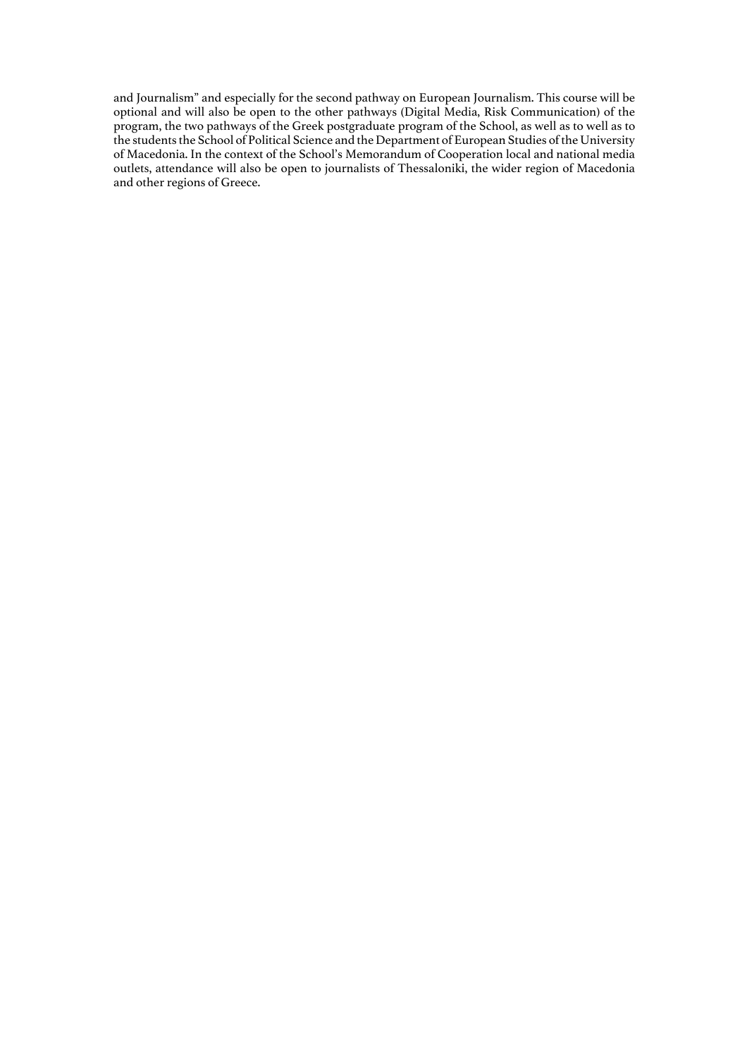and Journalism" and especially for the second pathway on European Journalism. This course will be optional and will also be open to the other pathways (Digital Media, Risk Communication) of the program, the two pathways of the Greek postgraduate program of the School, as well as to well as to the students the School of Political Science and the Department of European Studies of the University of Macedonia. In the context of the School's Memorandum of Cooperation local and national media outlets, attendance will also be open to journalists of Thessaloniki, the wider region of Macedonia and other regions of Greece.